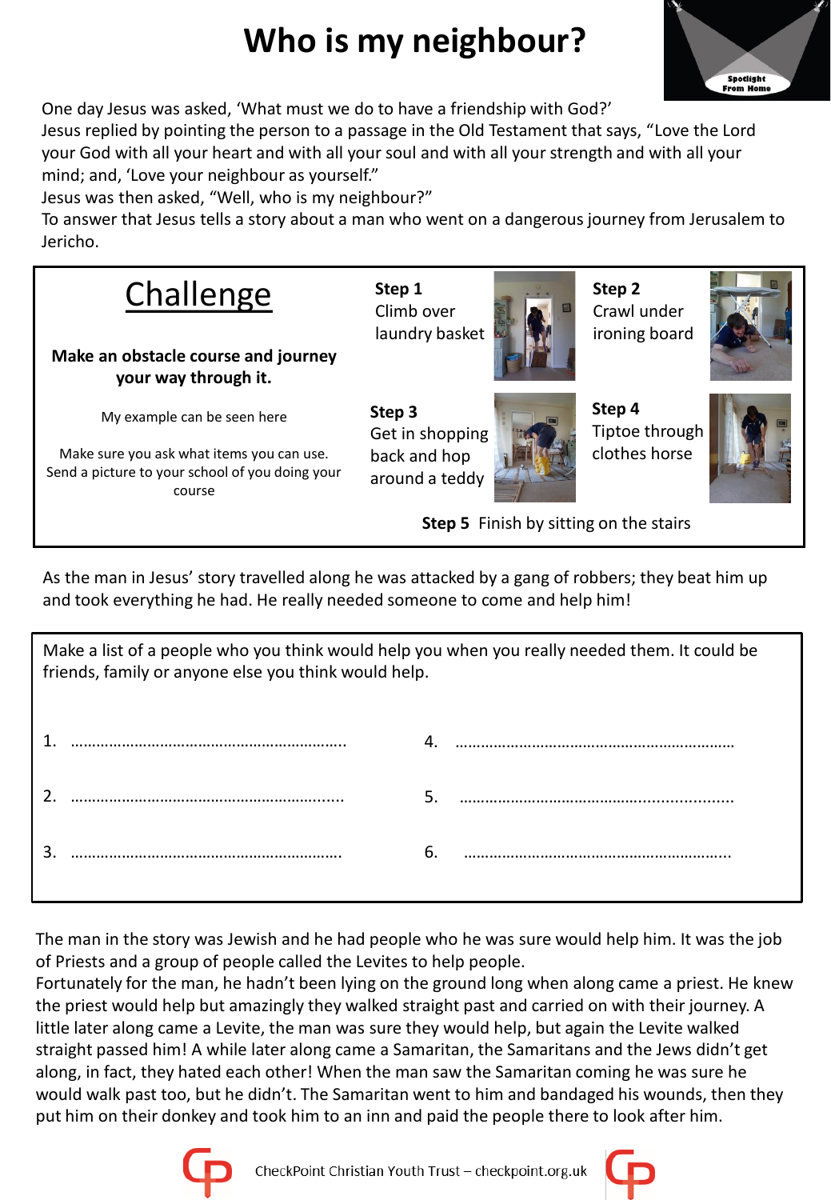# Who is my neighbour?

Spotlight From Home

One day Jesus was asked, 'What must we do to have a friendship with God?'
Jesus replied by pointing the person to a passage in the Old Testament that says, "Love the Lord your God with all your heart and with all your soul and with all your strength and with all your mind; and, 'Love your neighbour as yourself."
Jesus was then asked, "Well, who is my neighbour?"
To answer that Jesus tells a story about a man who went on a dangerous journey from Jerusalem to Jericho.

## Challenge

**Make an obstacle course and journey your way through it.**

My example can be seen here

Make sure you ask what items you can use. Send a picture to your school of you doing your course

**Step 1** Climb over laundry basket

**Step 2** Crawl under ironing board

**Step 3** Get in shopping back and hop around a teddy

**Step 4** Tiptoe through clothes horse

**Step 5** Finish by sitting on the stairs

As the man in Jesus' story travelled along he was attacked by a gang of robbers; they beat him up and took everything he had. He really needed someone to come and help him!

Make a list of a people who you think would help you when you really needed them. It could be friends, family or anyone else you think would help.

1. ……………………………………………………………
2. ……………………………………………………………
3. ……………………………………………………………
4. ……………………………………………………………
5. ……………………………………………………………
6. ……………………………………………………………

The man in the story was Jewish and he had people who he was sure would help him. It was the job of Priests and a group of people called the Levites to help people.
Fortunately for the man, he hadn't been lying on the ground long when along came a priest. He knew the priest would help but amazingly they walked straight past and carried on with their journey. A little later along came a Levite, the man was sure they would help, but again the Levite walked straight passed him! A while later along came a Samaritan, the Samaritans and the Jews didn't get along, in fact, they hated each other! When the man saw the Samaritan coming he was sure he would walk past too, but he didn't. The Samaritan went to him and bandaged his wounds, then they put him on their donkey and took him to an inn and paid the people there to look after him.

CheckPoint Christian Youth Trust – checkpoint.org.uk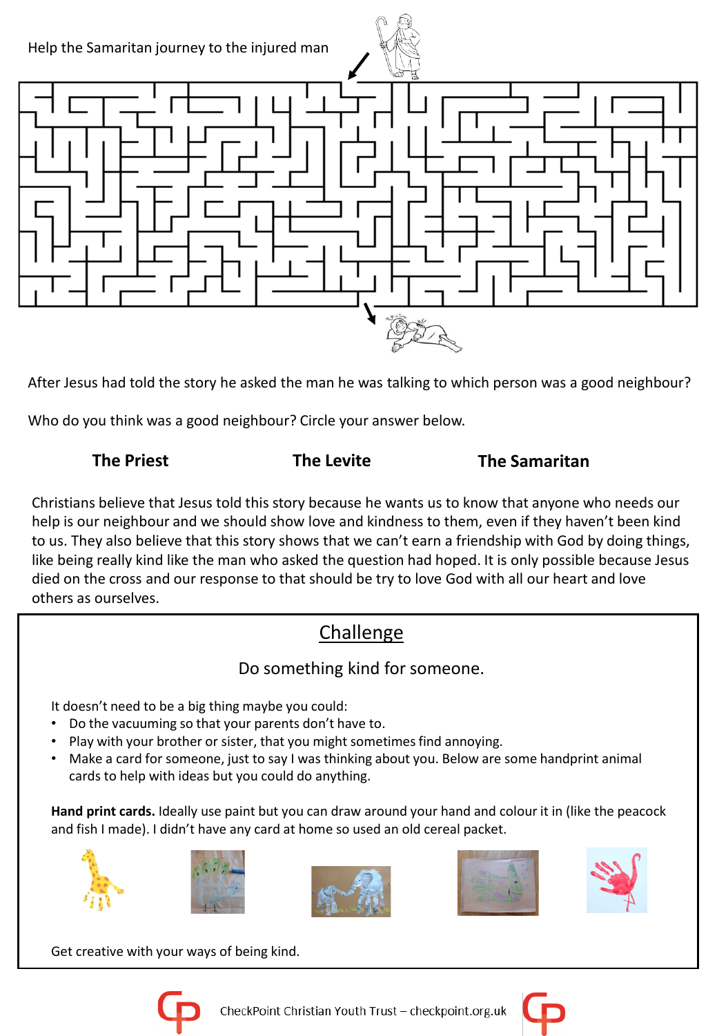Help the Samaritan journey to the injured man

After Jesus had told the story he asked the man he was talking to which person was a good neighbour?

Who do you think was a good neighbour? Circle your answer below.

**The Priest** **The Levite** **The Samaritan**

Christians believe that Jesus told this story because he wants us to know that anyone who needs our help is our neighbour and we should show love and kindness to them, even if they haven't been kind to us. They also believe that this story shows that we can't earn a friendship with God by doing things, like being really kind like the man who asked the question had hoped. It is only possible because Jesus died on the cross and our response to that should be try to love God with all our heart and love others as ourselves.

## Challenge

Do something kind for someone.

It doesn't need to be a big thing maybe you could:

- Do the vacuuming so that your parents don't have to.
- Play with your brother or sister, that you might sometimes find annoying.
- Make a card for someone, just to say I was thinking about you. Below are some handprint animal cards to help with ideas but you could do anything.

**Hand print cards.** Ideally use paint but you can draw around your hand and colour it in (like the peacock and fish I made). I didn't have any card at home so used an old cereal packet.

Get creative with your ways of being kind.

CheckPoint Christian Youth Trust – checkpoint.org.uk